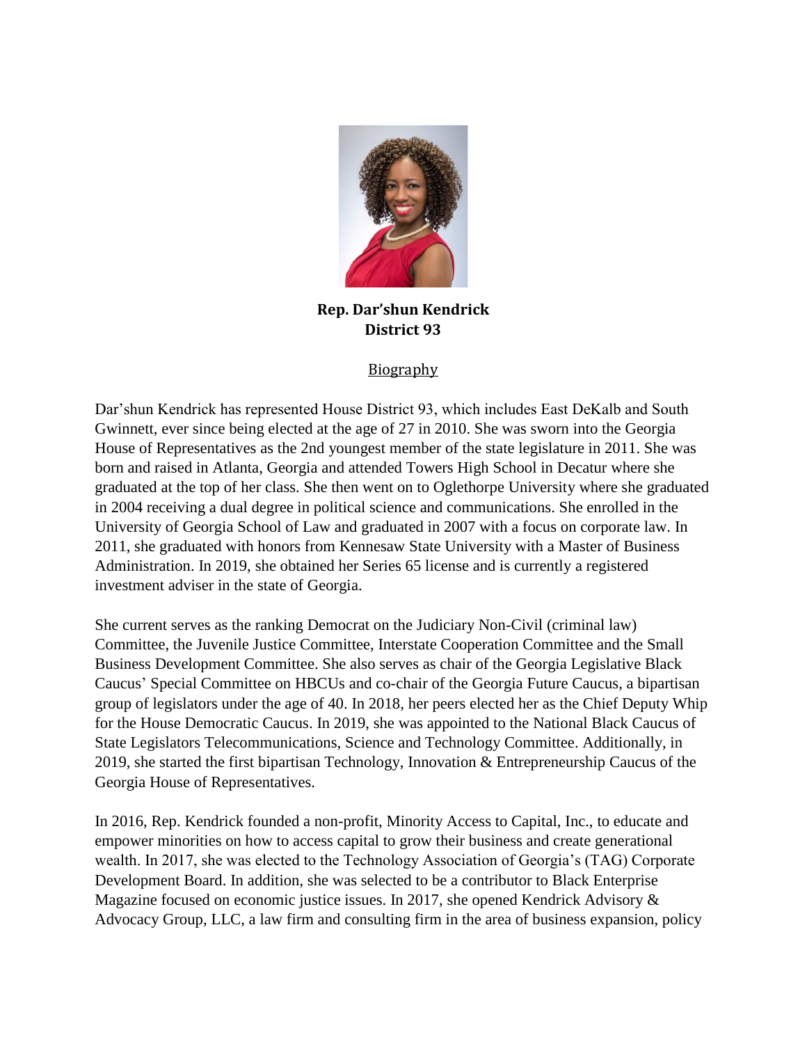**Rep. Dar'shun Kendrick**
**District 93**

Biography

Dar'shun Kendrick has represented House District 93, which includes East DeKalb and South Gwinnett, ever since being elected at the age of 27 in 2010. She was sworn into the Georgia House of Representatives as the 2nd youngest member of the state legislature in 2011. She was born and raised in Atlanta, Georgia and attended Towers High School in Decatur where she graduated at the top of her class. She then went on to Oglethorpe University where she graduated in 2004 receiving a dual degree in political science and communications. She enrolled in the University of Georgia School of Law and graduated in 2007 with a focus on corporate law. In 2011, she graduated with honors from Kennesaw State University with a Master of Business Administration. In 2019, she obtained her Series 65 license and is currently a registered investment adviser in the state of Georgia.

She current serves as the ranking Democrat on the Judiciary Non-Civil (criminal law) Committee, the Juvenile Justice Committee, Interstate Cooperation Committee and the Small Business Development Committee. She also serves as chair of the Georgia Legislative Black Caucus' Special Committee on HBCUs and co-chair of the Georgia Future Caucus, a bipartisan group of legislators under the age of 40. In 2018, her peers elected her as the Chief Deputy Whip for the House Democratic Caucus. In 2019, she was appointed to the National Black Caucus of State Legislators Telecommunications, Science and Technology Committee. Additionally, in 2019, she started the first bipartisan Technology, Innovation & Entrepreneurship Caucus of the Georgia House of Representatives.

In 2016, Rep. Kendrick founded a non-profit, Minority Access to Capital, Inc., to educate and empower minorities on how to access capital to grow their business and create generational wealth. In 2017, she was elected to the Technology Association of Georgia's (TAG) Corporate Development Board. In addition, she was selected to be a contributor to Black Enterprise Magazine focused on economic justice issues. In 2017, she opened Kendrick Advisory & Advocacy Group, LLC, a law firm and consulting firm in the area of business expansion, policy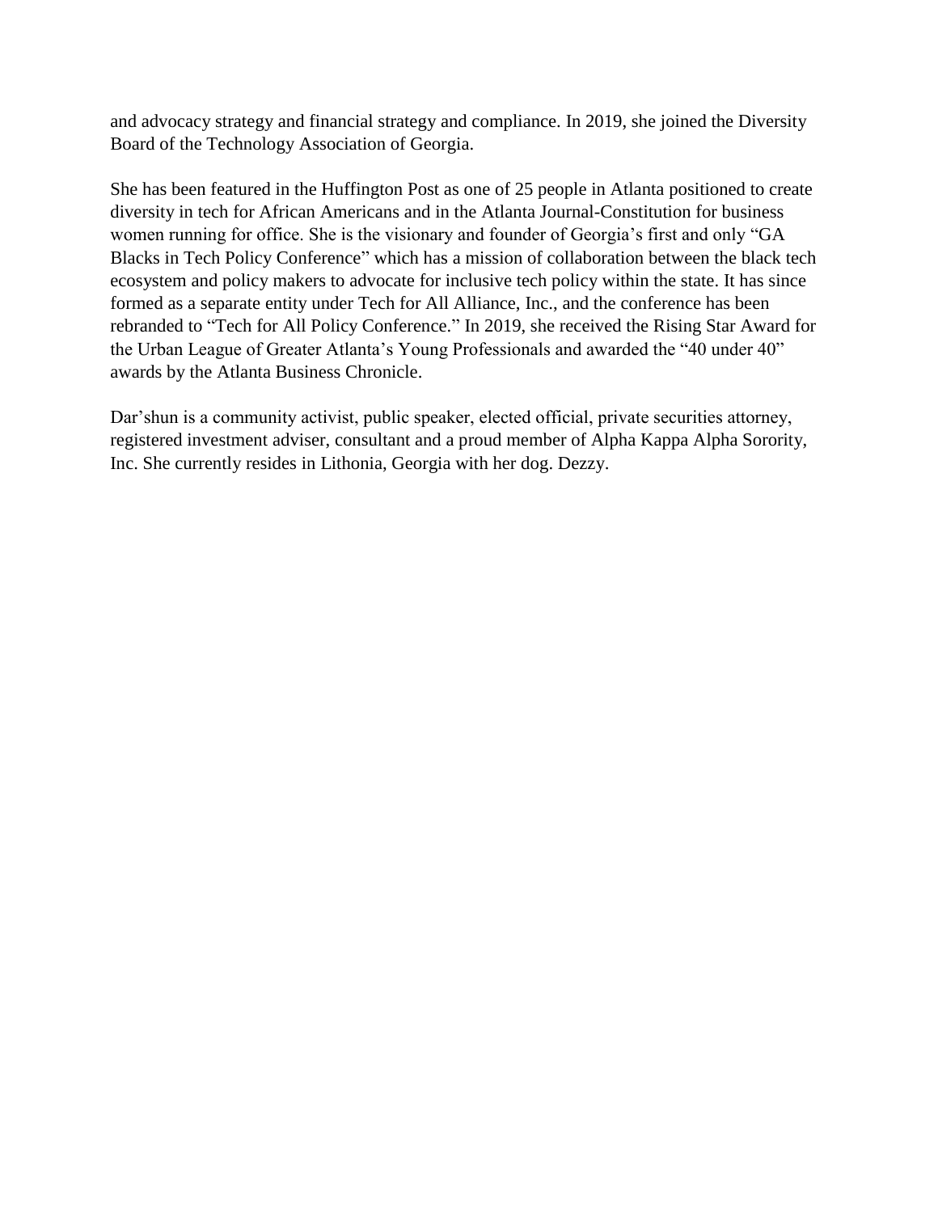and advocacy strategy and financial strategy and compliance. In 2019, she joined the Diversity Board of the Technology Association of Georgia.

She has been featured in the Huffington Post as one of 25 people in Atlanta positioned to create diversity in tech for African Americans and in the Atlanta Journal-Constitution for business women running for office. She is the visionary and founder of Georgia's first and only "GA Blacks in Tech Policy Conference" which has a mission of collaboration between the black tech ecosystem and policy makers to advocate for inclusive tech policy within the state. It has since formed as a separate entity under Tech for All Alliance, Inc., and the conference has been rebranded to "Tech for All Policy Conference." In 2019, she received the Rising Star Award for the Urban League of Greater Atlanta's Young Professionals and awarded the "40 under 40" awards by the Atlanta Business Chronicle.

Dar'shun is a community activist, public speaker, elected official, private securities attorney, registered investment adviser, consultant and a proud member of Alpha Kappa Alpha Sorority, Inc. She currently resides in Lithonia, Georgia with her dog. Dezzy.